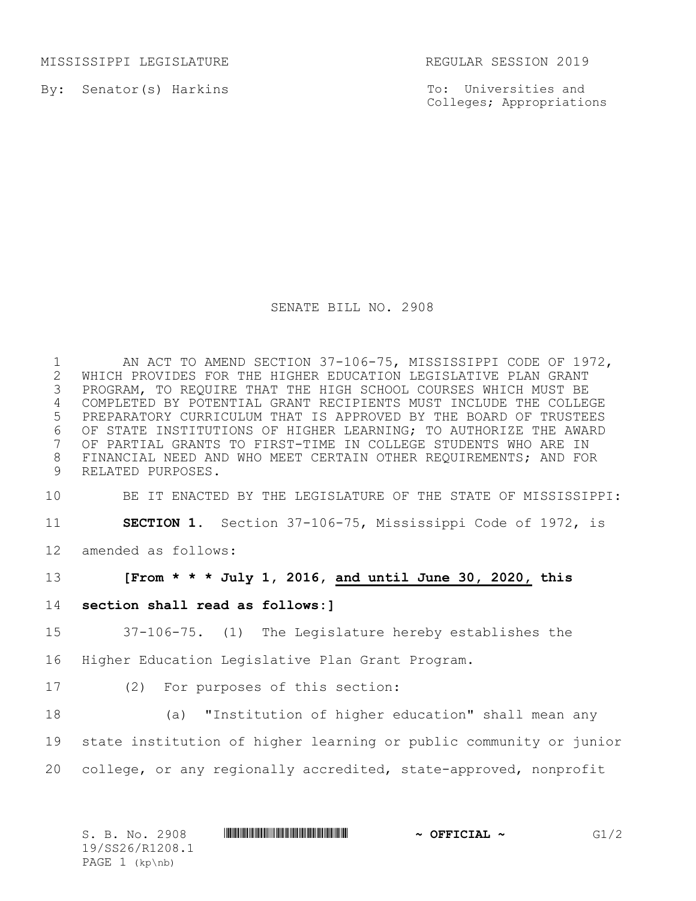MISSISSIPPI LEGISLATURE REGULAR SESSION 2019

By: Senator(s) Harkins

To: Universities and Colleges; Appropriations

# SENATE BILL NO. 2908

AN ACT TO AMEND SECTION 37-106-75, MISSISSIPPI CODE OF 1972, WHICH PROVIDES FOR THE HIGHER EDUCATION LEGISLATIVE PLAN GRANT PROGRAM, TO REQUIRE THAT THE HIGH SCHOOL COURSES WHICH MUST BE COMPLETED BY POTENTIAL GRANT RECIPIENTS MUST INCLUDE THE COLLEGE PREPARATORY CURRICULUM THAT IS APPROVED BY THE BOARD OF TRUSTEES OF STATE INSTITUTIONS OF HIGHER LEARNING; TO AUTHORIZE THE AWARD OF PARTIAL GRANTS TO FIRST-TIME IN COLLEGE STUDENTS WHO ARE IN FINANCIAL NEED AND WHO MEET CERTAIN OTHER REQUIREMENTS; AND FOR RELATED PURPOSES.

BE IT ENACTED BY THE LEGISLATURE OF THE STATE OF MISSISSIPPI:

**SECTION 1.** Section 37-106-75, Mississippi Code of 1972, is amended as follows:

**[From * * * July 1, 2016, and until June 30, 2020, this section shall read as follows:]**

37-106-75. (1) The Legislature hereby establishes the Higher Education Legislative Plan Grant Program.

(2) For purposes of this section:

(a) "Institution of higher education" shall mean any state institution of higher learning or public community or junior college, or any regionally accredited, state-approved, nonprofit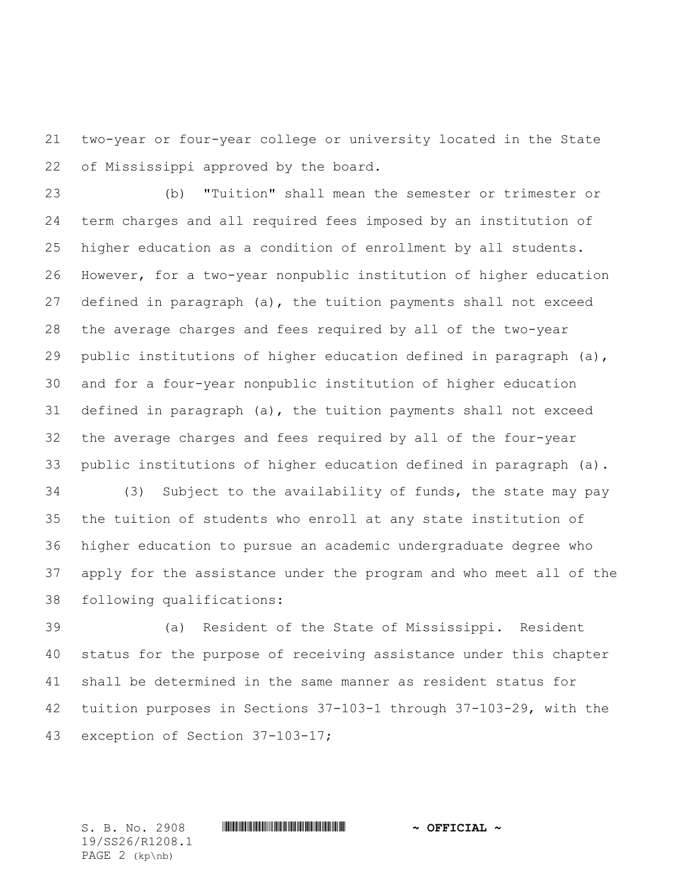two-year or four-year college or university located in the State of Mississippi approved by the board.

(b) "Tuition" shall mean the semester or trimester or term charges and all required fees imposed by an institution of higher education as a condition of enrollment by all students. However, for a two-year nonpublic institution of higher education defined in paragraph (a), the tuition payments shall not exceed the average charges and fees required by all of the two-year public institutions of higher education defined in paragraph (a), and for a four-year nonpublic institution of higher education defined in paragraph (a), the tuition payments shall not exceed the average charges and fees required by all of the four-year public institutions of higher education defined in paragraph (a).

(3) Subject to the availability of funds, the state may pay the tuition of students who enroll at any state institution of higher education to pursue an academic undergraduate degree who apply for the assistance under the program and who meet all of the following qualifications:

(a) Resident of the State of Mississippi. Resident status for the purpose of receiving assistance under this chapter shall be determined in the same manner as resident status for tuition purposes in Sections 37-103-1 through 37-103-29, with the exception of Section 37-103-17;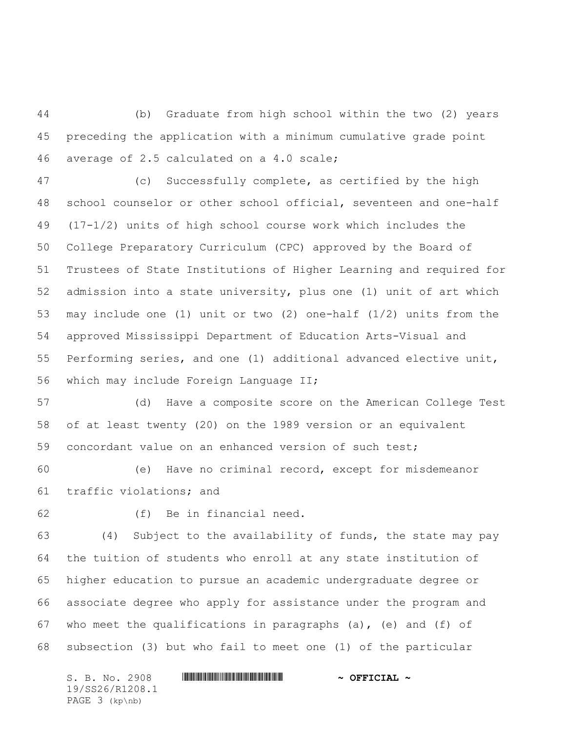(b) Graduate from high school within the two (2) years preceding the application with a minimum cumulative grade point average of 2.5 calculated on a 4.0 scale;

(c) Successfully complete, as certified by the high school counselor or other school official, seventeen and one-half (17-1/2) units of high school course work which includes the College Preparatory Curriculum (CPC) approved by the Board of Trustees of State Institutions of Higher Learning and required for admission into a state university, plus one (1) unit of art which may include one (1) unit or two (2) one-half (1/2) units from the approved Mississippi Department of Education Arts-Visual and Performing series, and one (1) additional advanced elective unit, which may include Foreign Language II;

(d) Have a composite score on the American College Test of at least twenty (20) on the 1989 version or an equivalent concordant value on an enhanced version of such test;

(e) Have no criminal record, except for misdemeanor traffic violations; and

(f) Be in financial need.

(4) Subject to the availability of funds, the state may pay the tuition of students who enroll at any state institution of higher education to pursue an academic undergraduate degree or associate degree who apply for assistance under the program and who meet the qualifications in paragraphs (a), (e) and (f) of subsection (3) but who fail to meet one (1) of the particular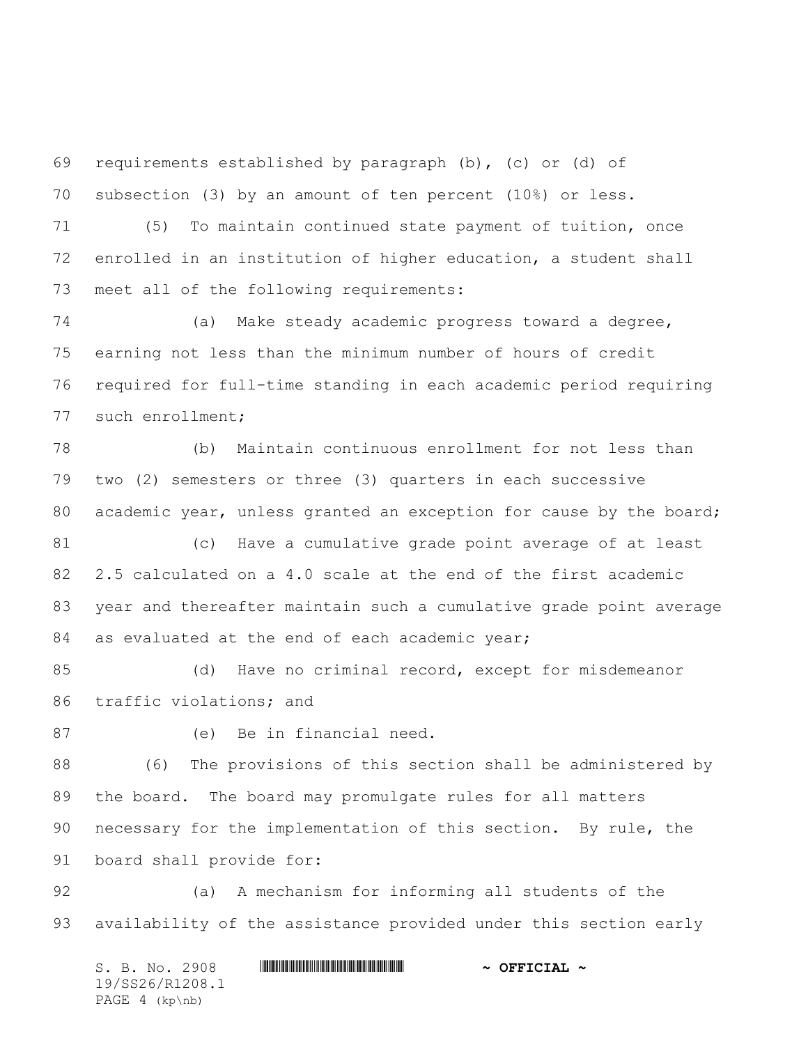requirements established by paragraph (b), (c) or (d) of subsection (3) by an amount of ten percent (10%) or less.

(5) To maintain continued state payment of tuition, once enrolled in an institution of higher education, a student shall meet all of the following requirements:

(a) Make steady academic progress toward a degree, earning not less than the minimum number of hours of credit required for full-time standing in each academic period requiring such enrollment;

(b) Maintain continuous enrollment for not less than two (2) semesters or three (3) quarters in each successive academic year, unless granted an exception for cause by the board;

(c) Have a cumulative grade point average of at least 2.5 calculated on a 4.0 scale at the end of the first academic year and thereafter maintain such a cumulative grade point average as evaluated at the end of each academic year;

(d) Have no criminal record, except for misdemeanor traffic violations; and

(e) Be in financial need.

(6) The provisions of this section shall be administered by the board. The board may promulgate rules for all matters necessary for the implementation of this section. By rule, the board shall provide for:

(a) A mechanism for informing all students of the availability of the assistance provided under this section early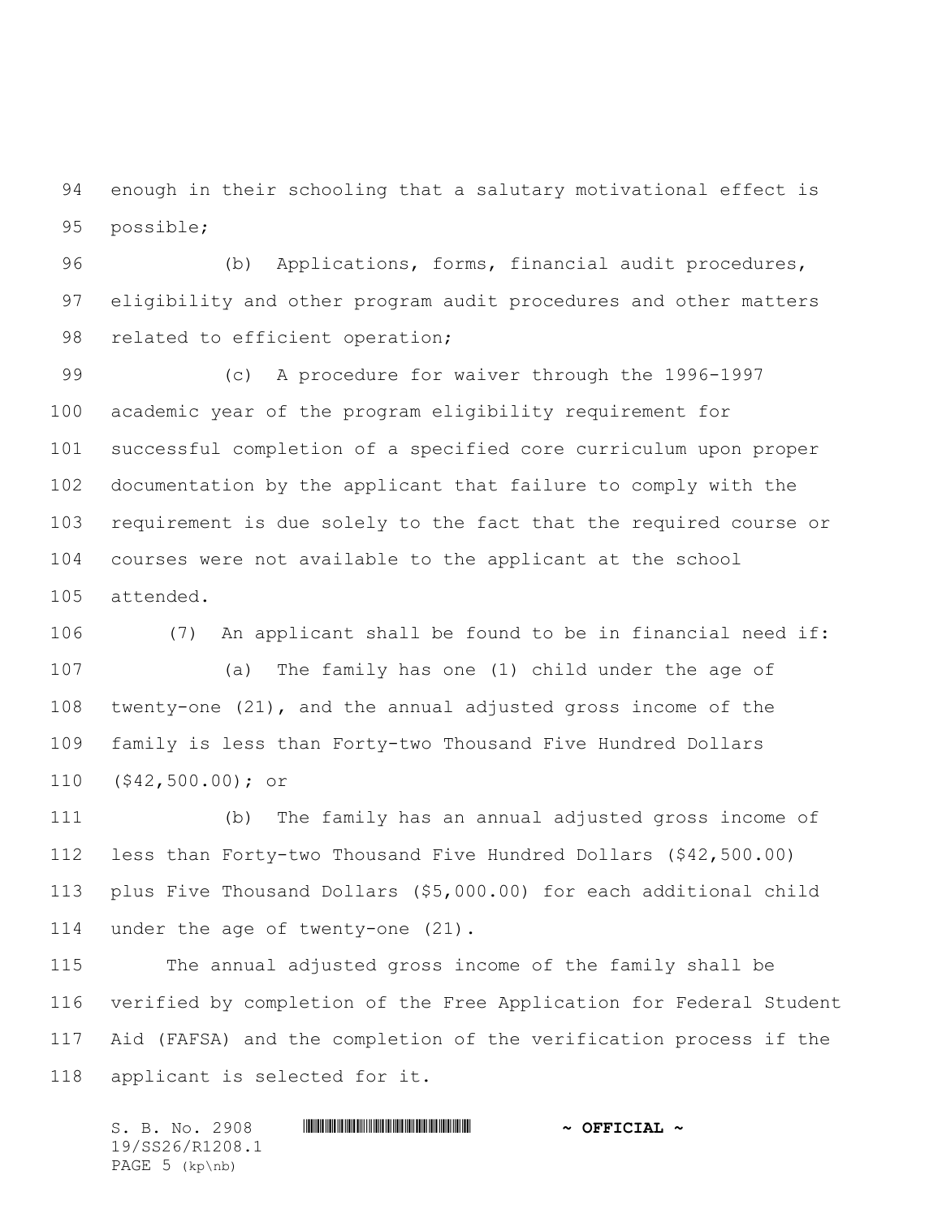enough in their schooling that a salutary motivational effect is possible;

(b) Applications, forms, financial audit procedures, eligibility and other program audit procedures and other matters related to efficient operation;

(c) A procedure for waiver through the 1996-1997 academic year of the program eligibility requirement for successful completion of a specified core curriculum upon proper documentation by the applicant that failure to comply with the requirement is due solely to the fact that the required course or courses were not available to the applicant at the school attended.

(7) An applicant shall be found to be in financial need if:

(a) The family has one (1) child under the age of twenty-one (21), and the annual adjusted gross income of the family is less than Forty-two Thousand Five Hundred Dollars ($42,500.00); or

(b) The family has an annual adjusted gross income of less than Forty-two Thousand Five Hundred Dollars ($42,500.00) plus Five Thousand Dollars ($5,000.00) for each additional child under the age of twenty-one (21).

The annual adjusted gross income of the family shall be verified by completion of the Free Application for Federal Student Aid (FAFSA) and the completion of the verification process if the applicant is selected for it.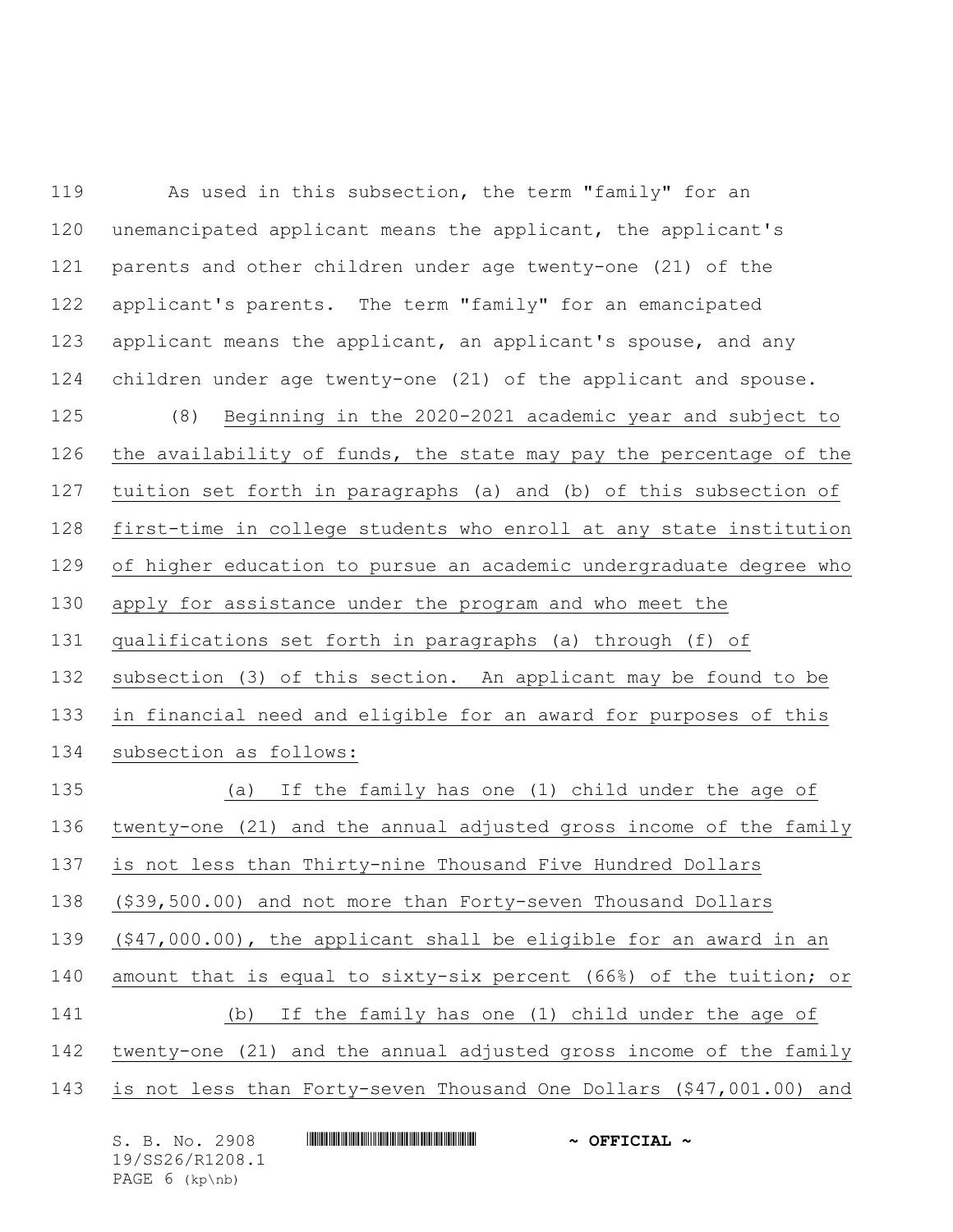As used in this subsection, the term "family" for an unemancipated applicant means the applicant, the applicant's parents and other children under age twenty-one (21) of the applicant's parents. The term "family" for an emancipated applicant means the applicant, an applicant's spouse, and any children under age twenty-one (21) of the applicant and spouse.

(8) Beginning in the 2020-2021 academic year and subject to the availability of funds, the state may pay the percentage of the tuition set forth in paragraphs (a) and (b) of this subsection of first-time in college students who enroll at any state institution of higher education to pursue an academic undergraduate degree who apply for assistance under the program and who meet the qualifications set forth in paragraphs (a) through (f) of subsection (3) of this section. An applicant may be found to be in financial need and eligible for an award for purposes of this subsection as follows:

(a) If the family has one (1) child under the age of twenty-one (21) and the annual adjusted gross income of the family is not less than Thirty-nine Thousand Five Hundred Dollars ($39,500.00) and not more than Forty-seven Thousand Dollars ($47,000.00), the applicant shall be eligible for an award in an amount that is equal to sixty-six percent (66%) of the tuition; or

(b) If the family has one (1) child under the age of twenty-one (21) and the annual adjusted gross income of the family is not less than Forty-seven Thousand One Dollars ($47,001.00) and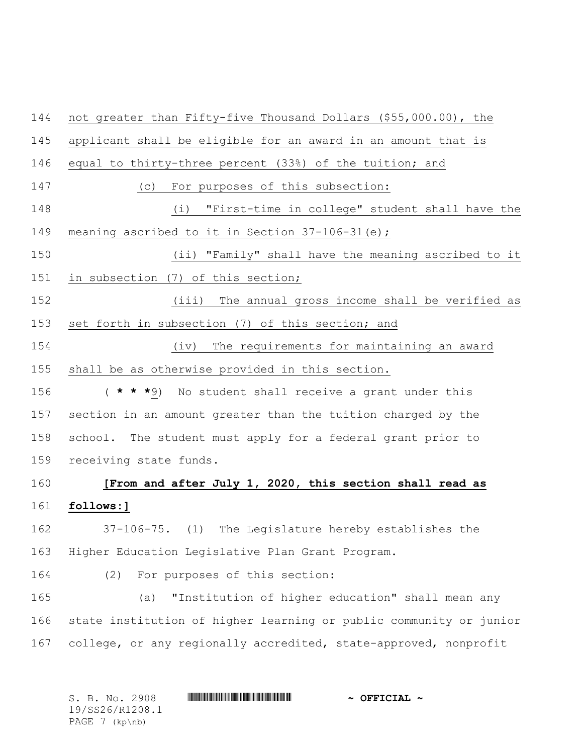not greater than Fifty-five Thousand Dollars ($55,000.00), the applicant shall be eligible for an award in an amount that is equal to thirty-three percent (33%) of the tuition; and

(c) For purposes of this subsection:

(i) "First-time in college" student shall have the meaning ascribed to it in Section 37-106-31(e);

(ii) "Family" shall have the meaning ascribed to it in subsection (7) of this section;

(iii) The annual gross income shall be verified as set forth in subsection (7) of this section; and

(iv) The requirements for maintaining an award shall be as otherwise provided in this section.

( *** 9) No student shall receive a grant under this section in an amount greater than the tuition charged by the school. The student must apply for a federal grant prior to receiving state funds.

**[From and after July 1, 2020, this section shall read as follows:]**

37-106-75. (1) The Legislature hereby establishes the Higher Education Legislative Plan Grant Program.

(2) For purposes of this section:

(a) "Institution of higher education" shall mean any state institution of higher learning or public community or junior college, or any regionally accredited, state-approved, nonprofit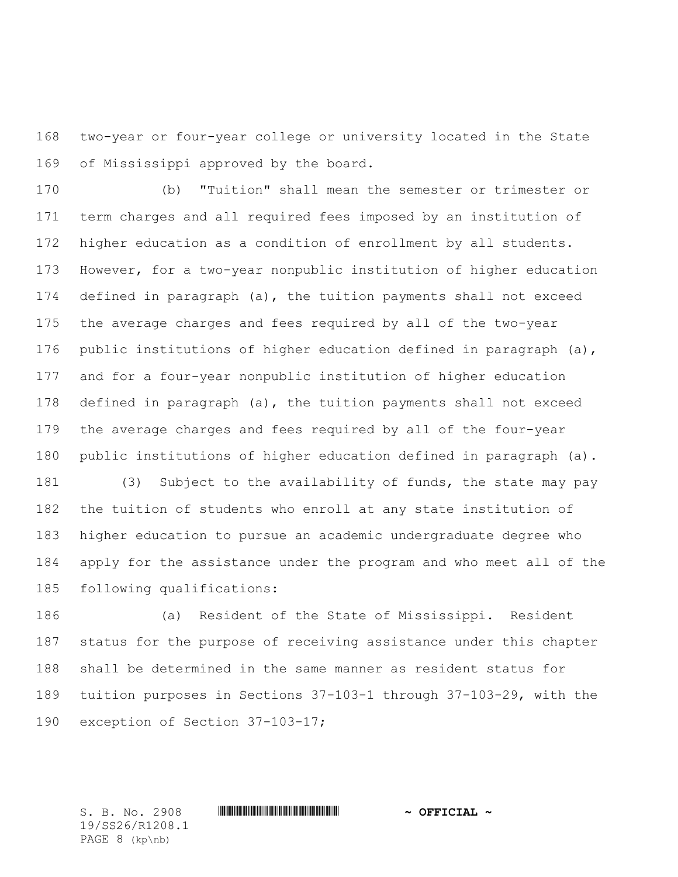two-year or four-year college or university located in the State of Mississippi approved by the board.

(b) "Tuition" shall mean the semester or trimester or term charges and all required fees imposed by an institution of higher education as a condition of enrollment by all students. However, for a two-year nonpublic institution of higher education defined in paragraph (a), the tuition payments shall not exceed the average charges and fees required by all of the two-year public institutions of higher education defined in paragraph (a), and for a four-year nonpublic institution of higher education defined in paragraph (a), the tuition payments shall not exceed the average charges and fees required by all of the four-year public institutions of higher education defined in paragraph (a).

(3) Subject to the availability of funds, the state may pay the tuition of students who enroll at any state institution of higher education to pursue an academic undergraduate degree who apply for the assistance under the program and who meet all of the following qualifications:

(a) Resident of the State of Mississippi. Resident status for the purpose of receiving assistance under this chapter shall be determined in the same manner as resident status for tuition purposes in Sections 37-103-1 through 37-103-29, with the exception of Section 37-103-17;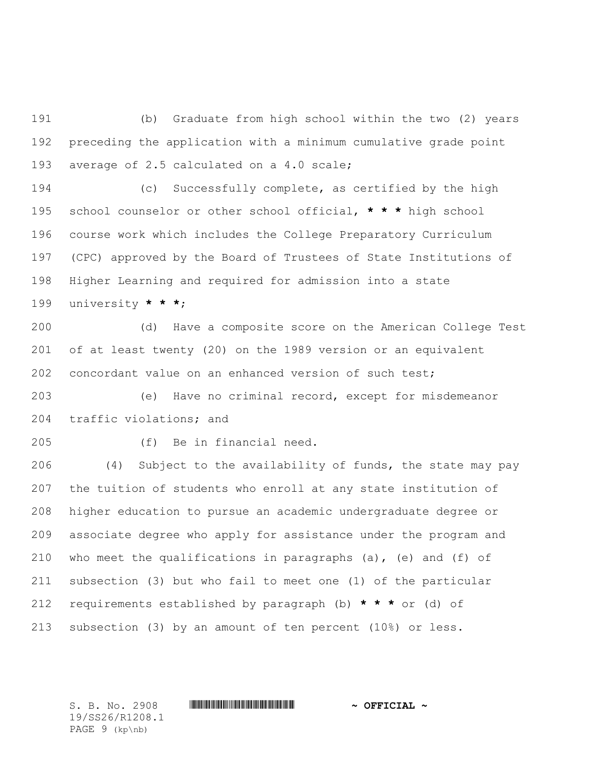(b) Graduate from high school within the two (2) years preceding the application with a minimum cumulative grade point average of 2.5 calculated on a 4.0 scale;

(c) Successfully complete, as certified by the high school counselor or other school official, **\* \* \*** high school course work which includes the College Preparatory Curriculum (CPC) approved by the Board of Trustees of State Institutions of Higher Learning and required for admission into a state university **\* \* \***;

(d) Have a composite score on the American College Test of at least twenty (20) on the 1989 version or an equivalent concordant value on an enhanced version of such test;

(e) Have no criminal record, except for misdemeanor traffic violations; and

(f) Be in financial need.

(4) Subject to the availability of funds, the state may pay the tuition of students who enroll at any state institution of higher education to pursue an academic undergraduate degree or associate degree who apply for assistance under the program and who meet the qualifications in paragraphs (a), (e) and (f) of subsection (3) but who fail to meet one (1) of the particular requirements established by paragraph (b) **\* \* \*** or (d) of subsection (3) by an amount of ten percent (10%) or less.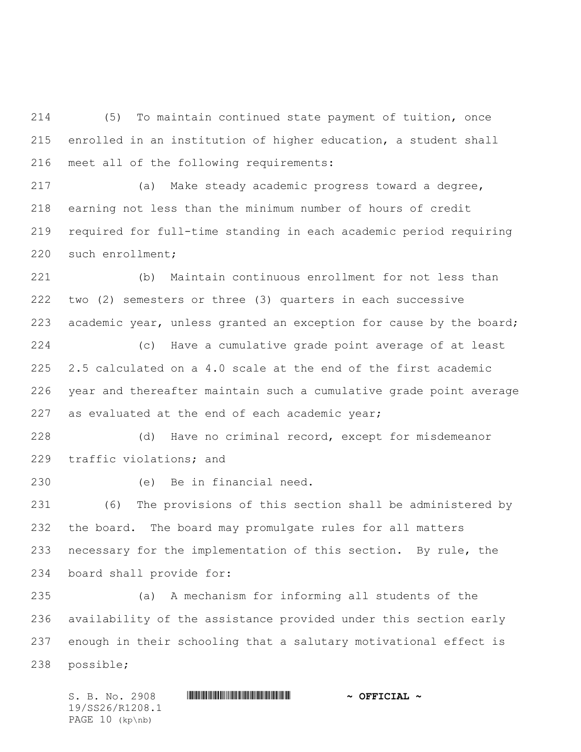(5) To maintain continued state payment of tuition, once enrolled in an institution of higher education, a student shall meet all of the following requirements:

(a) Make steady academic progress toward a degree, earning not less than the minimum number of hours of credit required for full-time standing in each academic period requiring such enrollment;

(b) Maintain continuous enrollment for not less than two (2) semesters or three (3) quarters in each successive academic year, unless granted an exception for cause by the board;

(c) Have a cumulative grade point average of at least 2.5 calculated on a 4.0 scale at the end of the first academic year and thereafter maintain such a cumulative grade point average as evaluated at the end of each academic year;

(d) Have no criminal record, except for misdemeanor traffic violations; and

(e) Be in financial need.

(6) The provisions of this section shall be administered by the board. The board may promulgate rules for all matters necessary for the implementation of this section. By rule, the board shall provide for:

(a) A mechanism for informing all students of the availability of the assistance provided under this section early enough in their schooling that a salutary motivational effect is possible;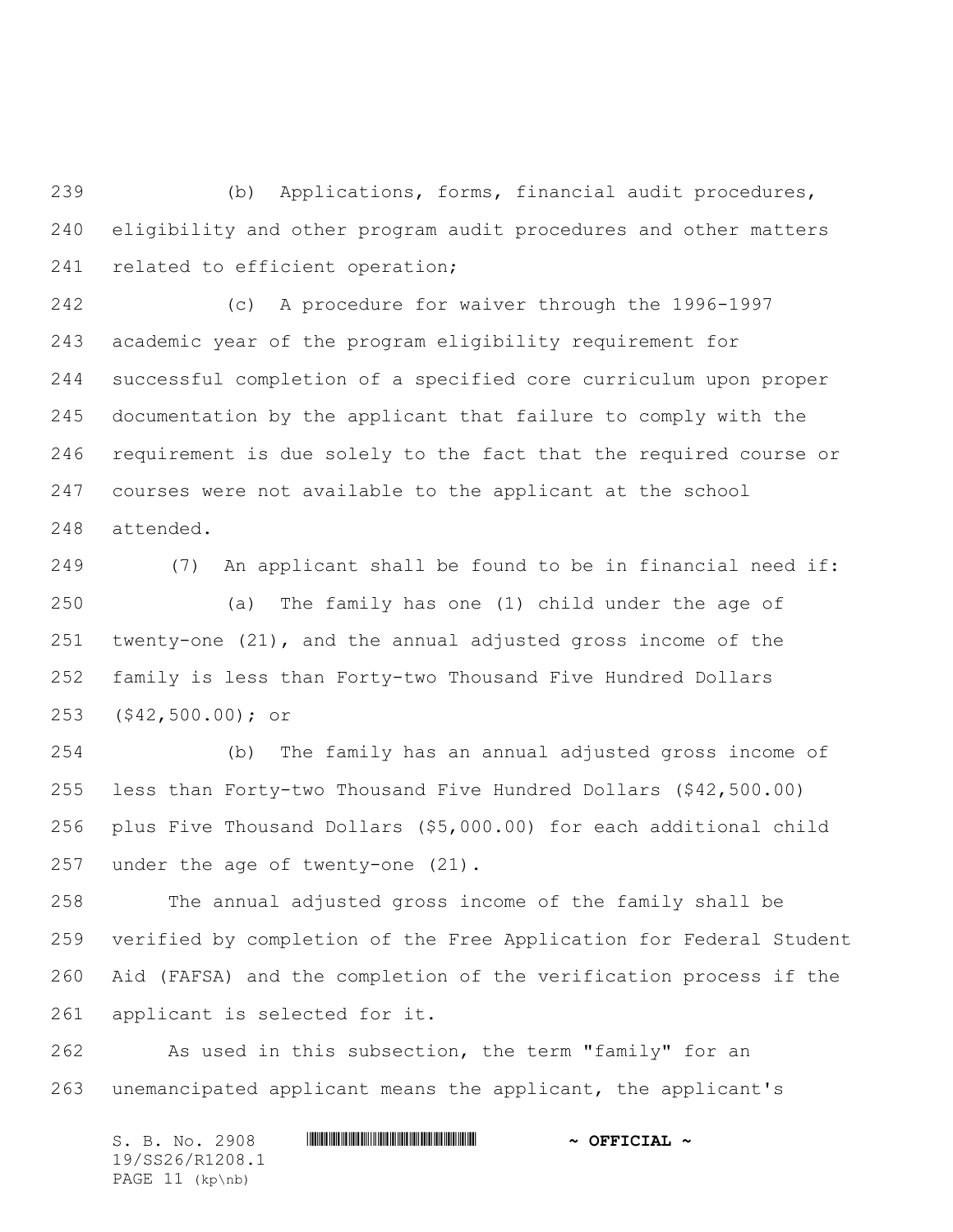(b) Applications, forms, financial audit procedures, eligibility and other program audit procedures and other matters related to efficient operation;

(c) A procedure for waiver through the 1996-1997 academic year of the program eligibility requirement for successful completion of a specified core curriculum upon proper documentation by the applicant that failure to comply with the requirement is due solely to the fact that the required course or courses were not available to the applicant at the school attended.

(7) An applicant shall be found to be in financial need if:

(a) The family has one (1) child under the age of twenty-one (21), and the annual adjusted gross income of the family is less than Forty-two Thousand Five Hundred Dollars ($42,500.00); or

(b) The family has an annual adjusted gross income of less than Forty-two Thousand Five Hundred Dollars ($42,500.00) plus Five Thousand Dollars ($5,000.00) for each additional child under the age of twenty-one (21).

The annual adjusted gross income of the family shall be verified by completion of the Free Application for Federal Student Aid (FAFSA) and the completion of the verification process if the applicant is selected for it.

As used in this subsection, the term "family" for an unemancipated applicant means the applicant, the applicant's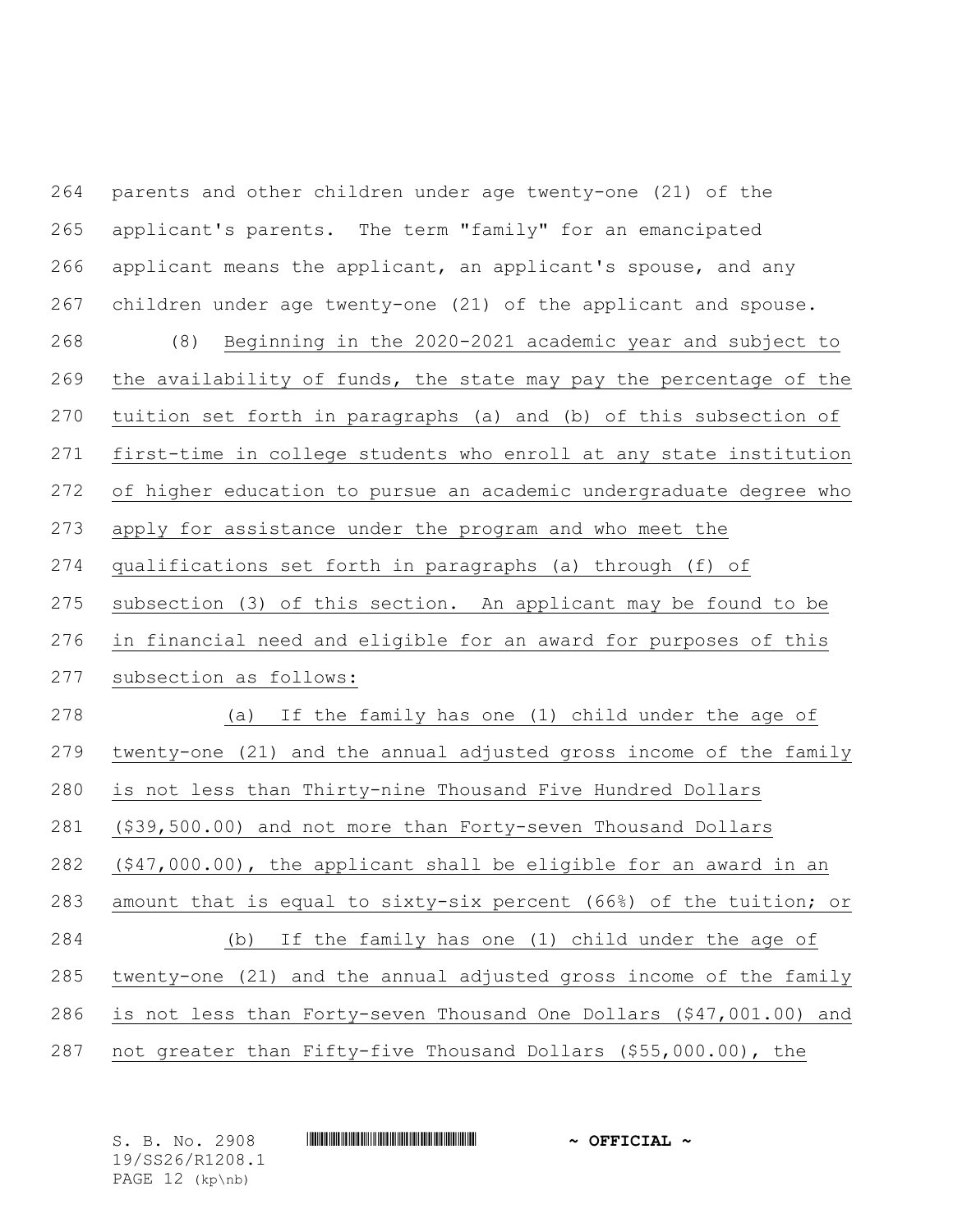parents and other children under age twenty-one (21) of the applicant's parents. The term "family" for an emancipated applicant means the applicant, an applicant's spouse, and any children under age twenty-one (21) of the applicant and spouse.

(8) Beginning in the 2020-2021 academic year and subject to the availability of funds, the state may pay the percentage of the tuition set forth in paragraphs (a) and (b) of this subsection of first-time in college students who enroll at any state institution of higher education to pursue an academic undergraduate degree who apply for assistance under the program and who meet the qualifications set forth in paragraphs (a) through (f) of subsection (3) of this section. An applicant may be found to be in financial need and eligible for an award for purposes of this subsection as follows:

(a) If the family has one (1) child under the age of twenty-one (21) and the annual adjusted gross income of the family is not less than Thirty-nine Thousand Five Hundred Dollars ($39,500.00) and not more than Forty-seven Thousand Dollars ($47,000.00), the applicant shall be eligible for an award in an amount that is equal to sixty-six percent (66%) of the tuition; or

(b) If the family has one (1) child under the age of twenty-one (21) and the annual adjusted gross income of the family is not less than Forty-seven Thousand One Dollars ($47,001.00) and not greater than Fifty-five Thousand Dollars ($55,000.00), the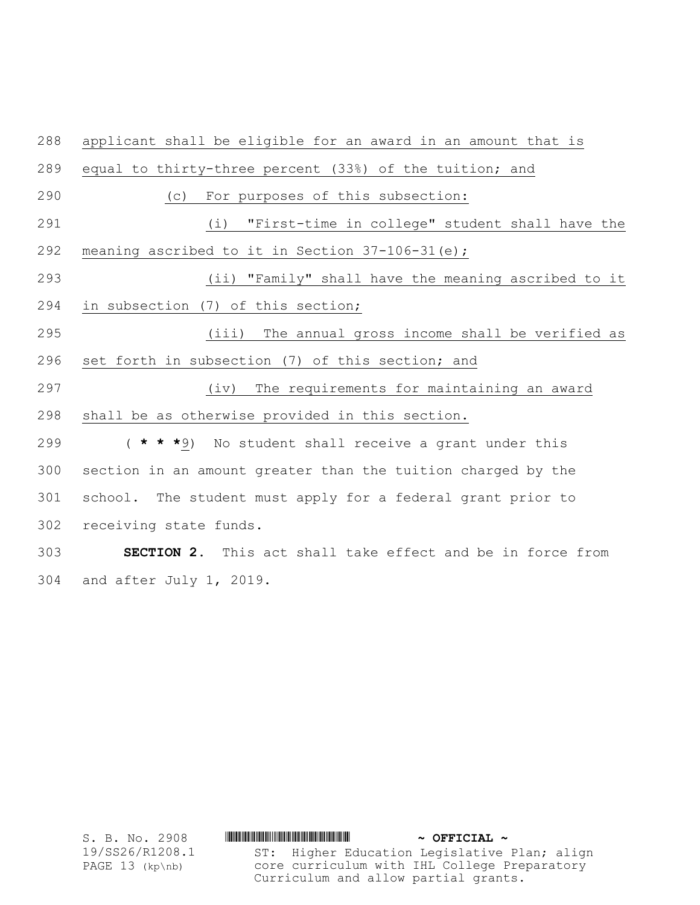applicant shall be eligible for an award in an amount that is equal to thirty-three percent (33%) of the tuition; and

(c) For purposes of this subsection:

(i) "First-time in college" student shall have the meaning ascribed to it in Section 37-106-31(e);

(ii) "Family" shall have the meaning ascribed to it in subsection (7) of this section;

(iii) The annual gross income shall be verified as set forth in subsection (7) of this section; and

(iv) The requirements for maintaining an award shall be as otherwise provided in this section.

( *** 9) No student shall receive a grant under this section in an amount greater than the tuition charged by the school. The student must apply for a federal grant prior to receiving state funds.

**SECTION 2.** This act shall take effect and be in force from and after July 1, 2019.

ST: Higher Education Legislative Plan; align core curriculum with IHL College Preparatory Curriculum and allow partial grants.